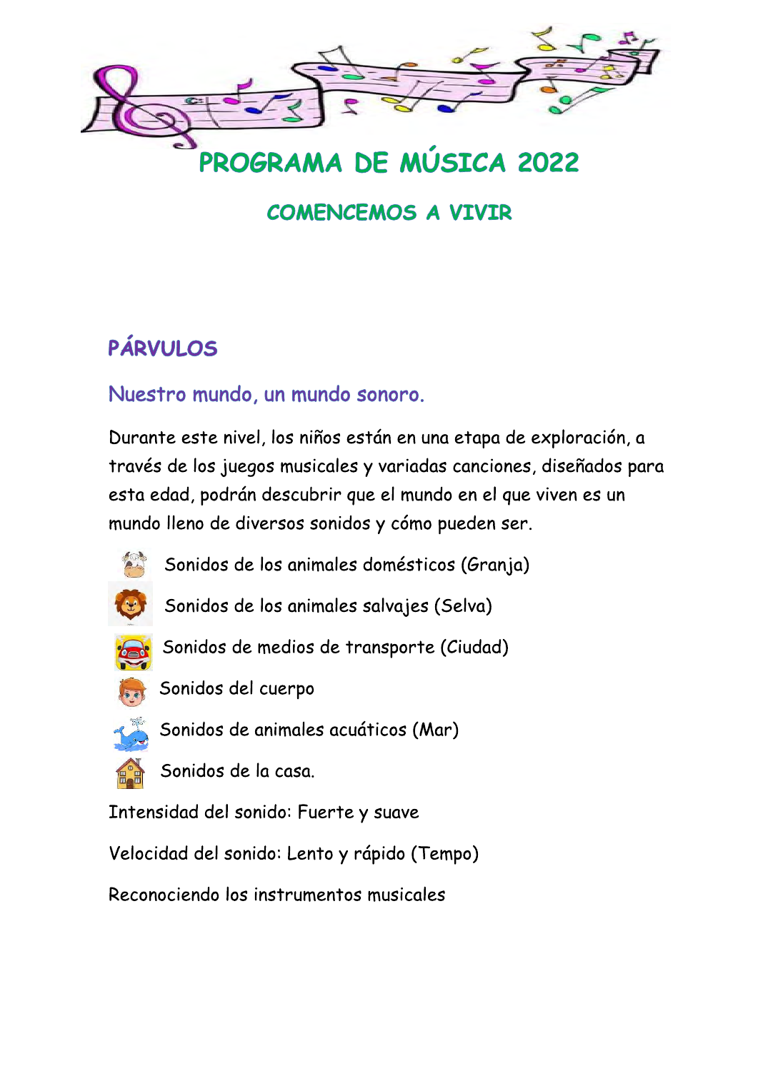# PROGRAMA DE MÚSICA 2022

## COMENCEMOS A VIVIR

## PÁRVULOS

### Nuestro mundo, un mundo sonoro.

Durante este nivel, los niños están en una etapa de exploración, a través de los juegos musicales y variadas canciones, diseñados para esta edad, podrán descubrir que el mundo en el que viven es un mundo lleno de diversos sonidos y cómo pueden ser.

- Sonidos de los animales domésticos (Granja)
- Sonidos de los animales salvajes (Selva)
- Sonidos de medios de transporte (Ciudad)
- Sonidos del cuerpo
- Sonidos de animales acuáticos (Mar)
- Sonidos de la casa.

Intensidad del sonido: Fuerte y suave

Velocidad del sonido: Lento y rápido (Tempo)

Reconociendo los instrumentos musicales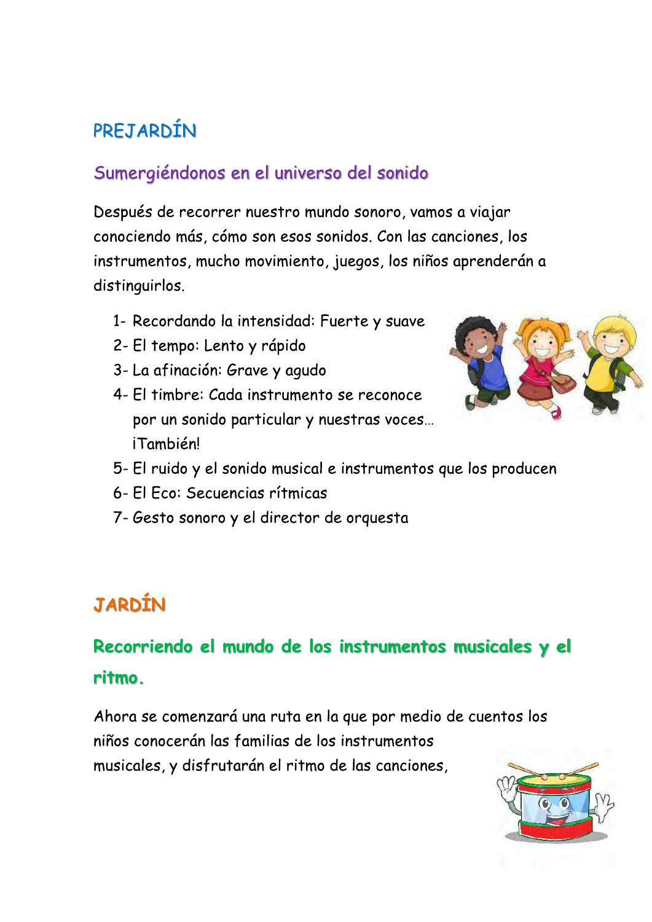## PREJARDÍN

### Sumergiéndonos en el universo del sonido

Después de recorrer nuestro mundo sonoro, vamos a viajar conociendo más, cómo son esos sonidos. Con las canciones, los instrumentos, mucho movimiento, juegos, los niños aprenderán a distinguirlos.

1- Recordando la intensidad: Fuerte y suave
2- El tempo: Lento y rápido
3- La afinación: Grave y agudo
4- El timbre: Cada instrumento se reconoce por un sonido particular y nuestras voces… ¡También!
5- El ruido y el sonido musical e instrumentos que los producen
6- El Eco: Secuencias rítmicas
7- Gesto sonoro y el director de orquesta

## JARDÍN

### Recorriendo el mundo de los instrumentos musicales y el ritmo.

Ahora se comenzará una ruta en la que por medio de cuentos los niños conocerán las familias de los instrumentos musicales, y disfrutarán el ritmo de las canciones,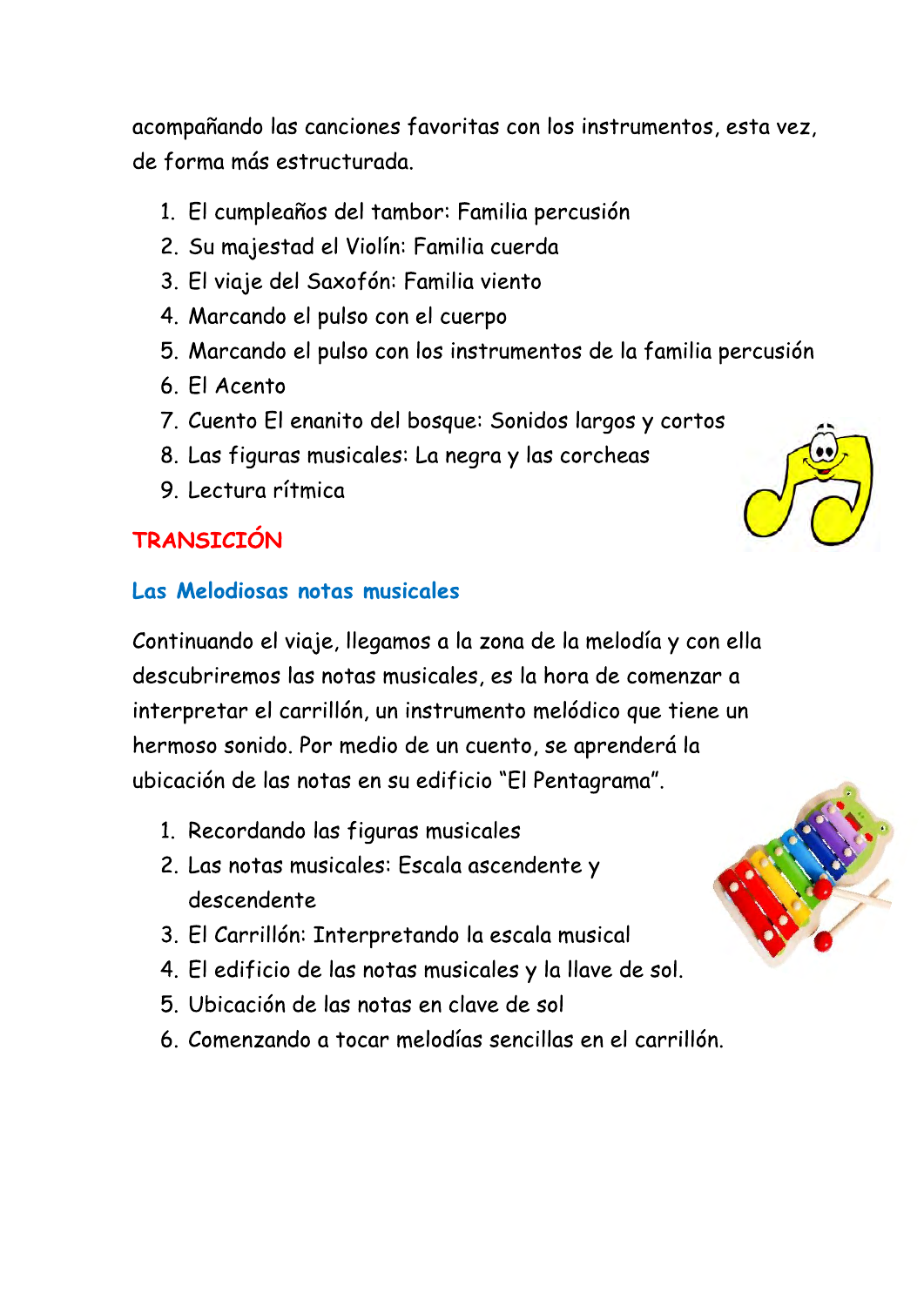acompañando las canciones favoritas con los instrumentos, esta vez, de forma más estructurada.

1. El cumpleaños del tambor: Familia percusión
2. Su majestad el Violín: Familia cuerda
3. El viaje del Saxofón: Familia viento
4. Marcando el pulso con el cuerpo
5. Marcando el pulso con los instrumentos de la familia percusión
6. El Acento
7. Cuento El enanito del bosque: Sonidos largos y cortos
8. Las figuras musicales: La negra y las corcheas
9. Lectura rítmica

## TRANSICIÓN

### Las Melodiosas notas musicales

Continuando el viaje, llegamos a la zona de la melodía y con ella descubriremos las notas musicales, es la hora de comenzar a interpretar el carrillón, un instrumento melódico que tiene un hermoso sonido. Por medio de un cuento, se aprenderá la ubicación de las notas en su edificio "El Pentagrama".

1. Recordando las figuras musicales
2. Las notas musicales: Escala ascendente y descendente
3. El Carrillón: Interpretando la escala musical
4. El edificio de las notas musicales y la llave de sol.
5. Ubicación de las notas en clave de sol
6. Comenzando a tocar melodías sencillas en el carrillón.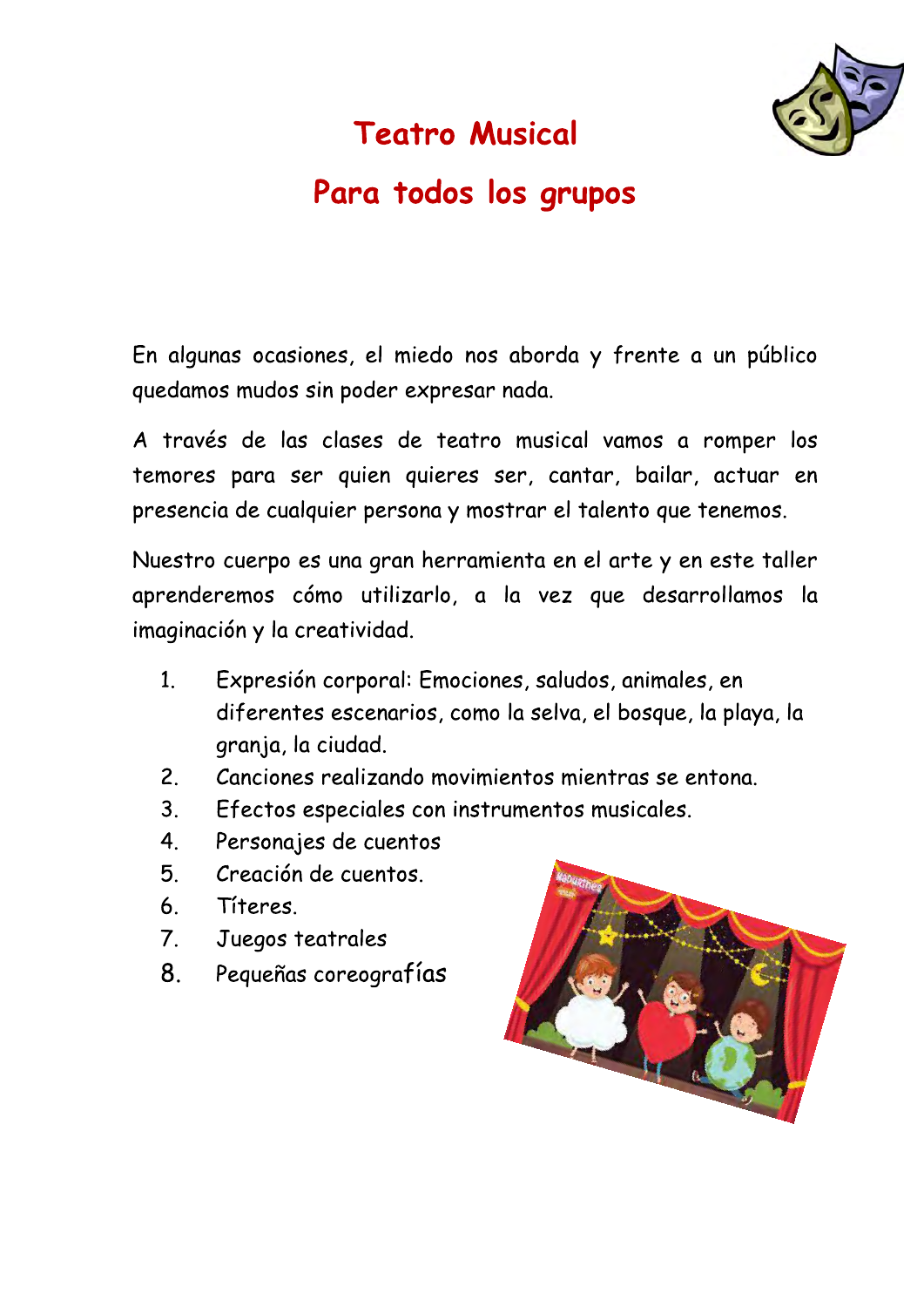# Teatro Musical

## Para todos los grupos

En algunas ocasiones, el miedo nos aborda y frente a un público quedamos mudos sin poder expresar nada.

A través de las clases de teatro musical vamos a romper los temores para ser quien quieres ser, cantar, bailar, actuar en presencia de cualquier persona y mostrar el talento que tenemos.

Nuestro cuerpo es una gran herramienta en el arte y en este taller aprenderemos cómo utilizarlo, a la vez que desarrollamos la imaginación y la creatividad.

1. Expresión corporal: Emociones, saludos, animales, en diferentes escenarios, como la selva, el bosque, la playa, la granja, la ciudad.
2. Canciones realizando movimientos mientras se entona.
3. Efectos especiales con instrumentos musicales.
4. Personajes de cuentos
5. Creación de cuentos.
6. Títeres.
7. Juegos teatrales
8. Pequeñas coreografías